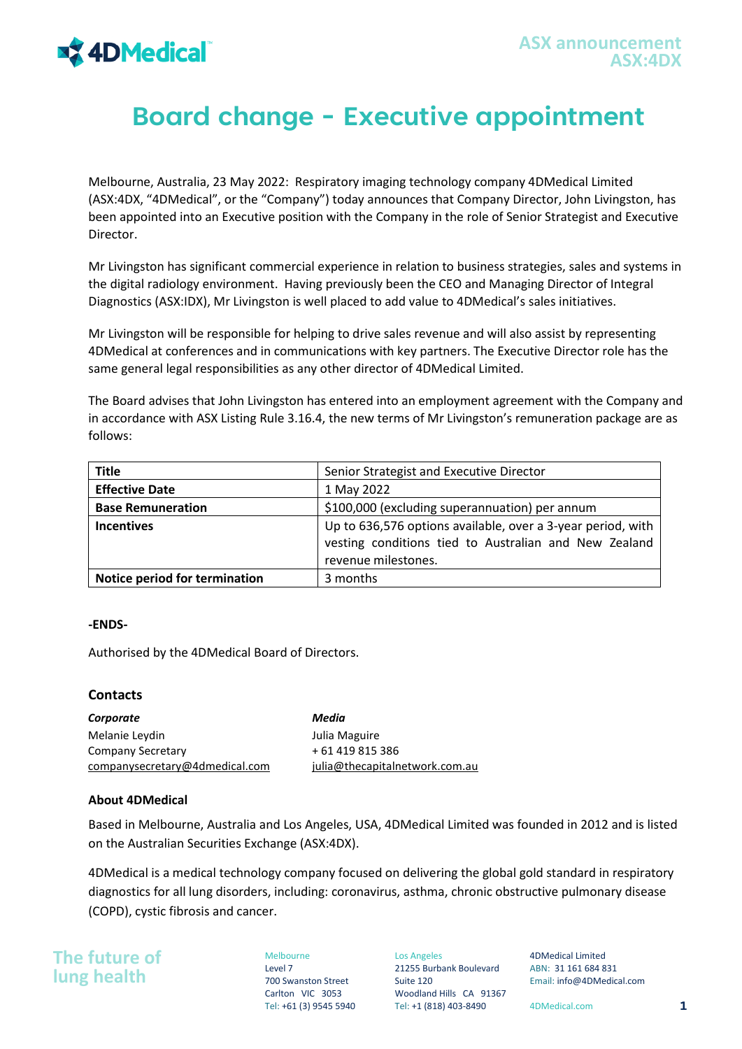ASX announcement
ASX:4DX

# Board change - Executive appointment

Melbourne, Australia, 23 May 2022: Respiratory imaging technology company 4DMedical Limited (ASX:4DX, "4DMedical", or the "Company") today announces that Company Director, John Livingston, has been appointed into an Executive position with the Company in the role of Senior Strategist and Executive Director.

Mr Livingston has significant commercial experience in relation to business strategies, sales and systems in the digital radiology environment. Having previously been the CEO and Managing Director of Integral Diagnostics (ASX:IDX), Mr Livingston is well placed to add value to 4DMedical's sales initiatives.

Mr Livingston will be responsible for helping to drive sales revenue and will also assist by representing 4DMedical at conferences and in communications with key partners. The Executive Director role has the same general legal responsibilities as any other director of 4DMedical Limited.

The Board advises that John Livingston has entered into an employment agreement with the Company and in accordance with ASX Listing Rule 3.16.4, the new terms of Mr Livingston's remuneration package are as follows:

| **Title** | Senior Strategist and Executive Director |
|---|---|
| **Effective Date** | 1 May 2022 |
| **Base Remuneration** | $100,000 (excluding superannuation) per annum |
| **Incentives** | Up to 636,576 options available, over a 3-year period, with vesting conditions tied to Australian and New Zealand revenue milestones. |
| **Notice period for termination** | 3 months |

**-ENDS-**

Authorised by the 4DMedical Board of Directors.

### Contacts

***Corporate***
Melanie Leydin
Company Secretary
companysecretary@4dmedical.com

***Media***
Julia Maguire
+ 61 419 815 386
julia@thecapitalnetwork.com.au

### About 4DMedical

Based in Melbourne, Australia and Los Angeles, USA, 4DMedical Limited was founded in 2012 and is listed on the Australian Securities Exchange (ASX:4DX).

4DMedical is a medical technology company focused on delivering the global gold standard in respiratory diagnostics for all lung disorders, including: coronavirus, asthma, chronic obstructive pulmonary disease (COPD), cystic fibrosis and cancer.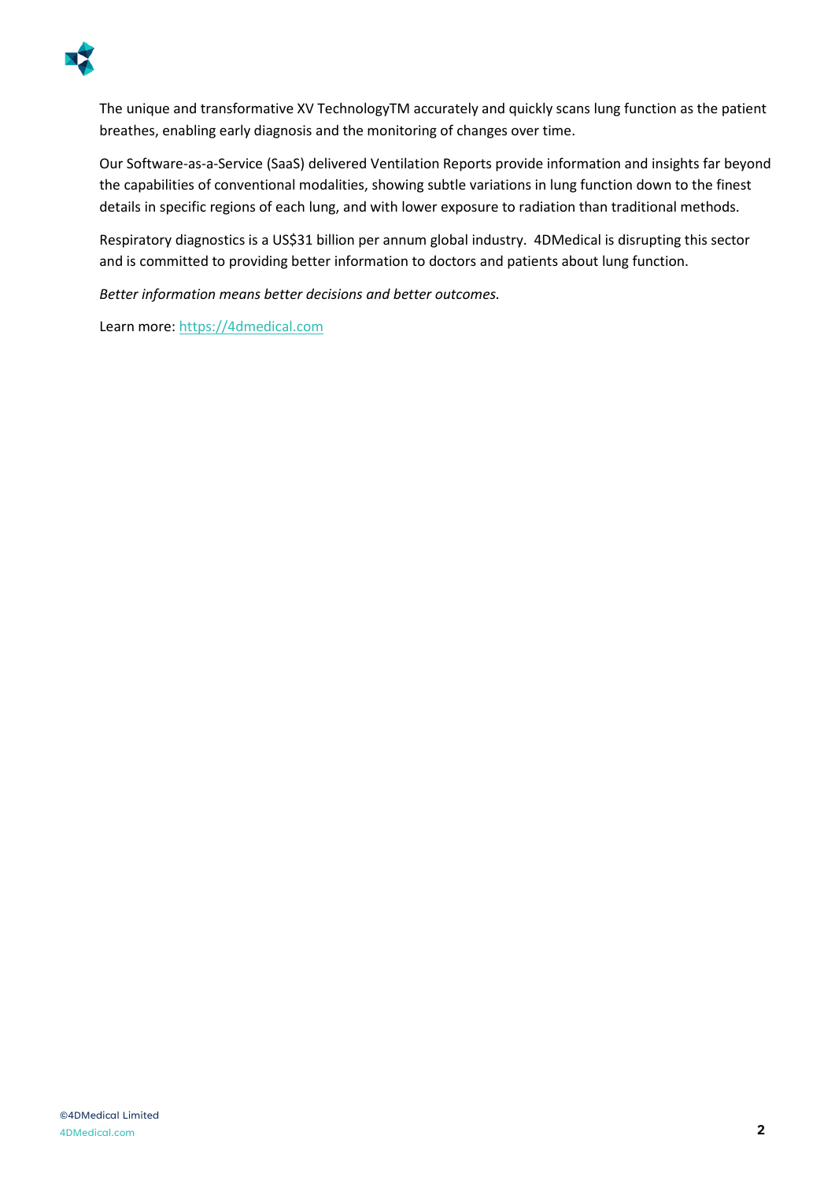The unique and transformative XV TechnologyTM accurately and quickly scans lung function as the patient breathes, enabling early diagnosis and the monitoring of changes over time.

Our Software-as-a-Service (SaaS) delivered Ventilation Reports provide information and insights far beyond the capabilities of conventional modalities, showing subtle variations in lung function down to the finest details in specific regions of each lung, and with lower exposure to radiation than traditional methods.

Respiratory diagnostics is a US$31 billion per annum global industry. 4DMedical is disrupting this sector and is committed to providing better information to doctors and patients about lung function.

*Better information means better decisions and better outcomes.*

Learn more: [https://4dmedical.com](https://4dmedical.com)